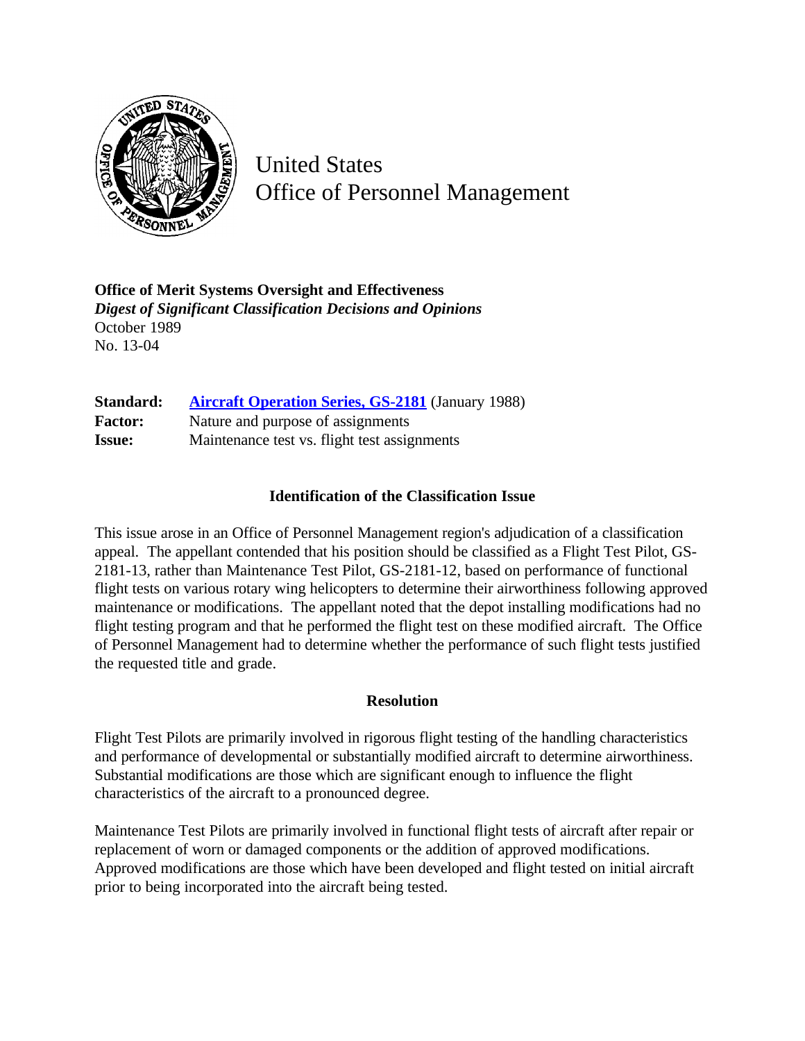United States
Office of Personnel Management

**Office of Merit Systems Oversight and Effectiveness**
***Digest of Significant Classification Decisions and Opinions***
October 1989
No. 13-04

| | |
|---|---|
| **Standard:** | [Aircraft Operation Series, GS-2181](#) (January 1988) |
| **Factor:** | Nature and purpose of assignments |
| **Issue:** | Maintenance test vs. flight test assignments |

### Identification of the Classification Issue

This issue arose in an Office of Personnel Management region's adjudication of a classification appeal. The appellant contended that his position should be classified as a Flight Test Pilot, GS-2181-13, rather than Maintenance Test Pilot, GS-2181-12, based on performance of functional flight tests on various rotary wing helicopters to determine their airworthiness following approved maintenance or modifications. The appellant noted that the depot installing modifications had no flight testing program and that he performed the flight test on these modified aircraft. The Office of Personnel Management had to determine whether the performance of such flight tests justified the requested title and grade.

### Resolution

Flight Test Pilots are primarily involved in rigorous flight testing of the handling characteristics and performance of developmental or substantially modified aircraft to determine airworthiness. Substantial modifications are those which are significant enough to influence the flight characteristics of the aircraft to a pronounced degree.

Maintenance Test Pilots are primarily involved in functional flight tests of aircraft after repair or replacement of worn or damaged components or the addition of approved modifications. Approved modifications are those which have been developed and flight tested on initial aircraft prior to being incorporated into the aircraft being tested.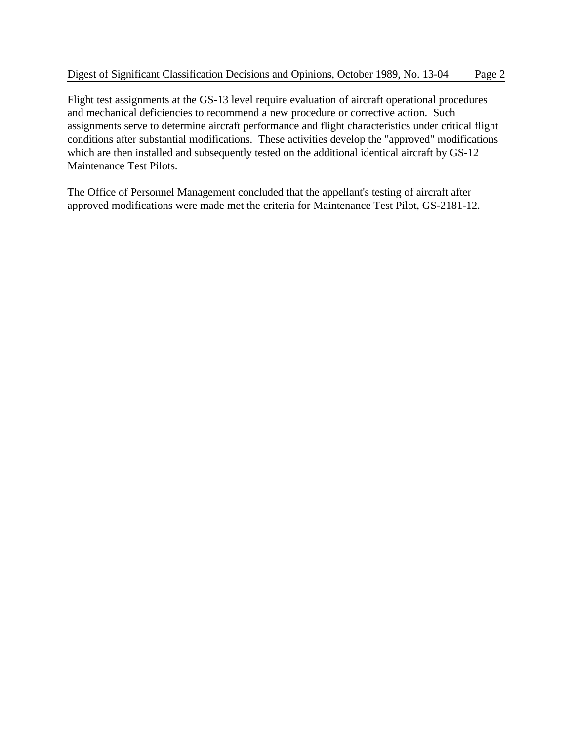Flight test assignments at the GS-13 level require evaluation of aircraft operational procedures and mechanical deficiencies to recommend a new procedure or corrective action. Such assignments serve to determine aircraft performance and flight characteristics under critical flight conditions after substantial modifications. These activities develop the "approved" modifications which are then installed and subsequently tested on the additional identical aircraft by GS-12 Maintenance Test Pilots.

The Office of Personnel Management concluded that the appellant's testing of aircraft after approved modifications were made met the criteria for Maintenance Test Pilot, GS-2181-12.